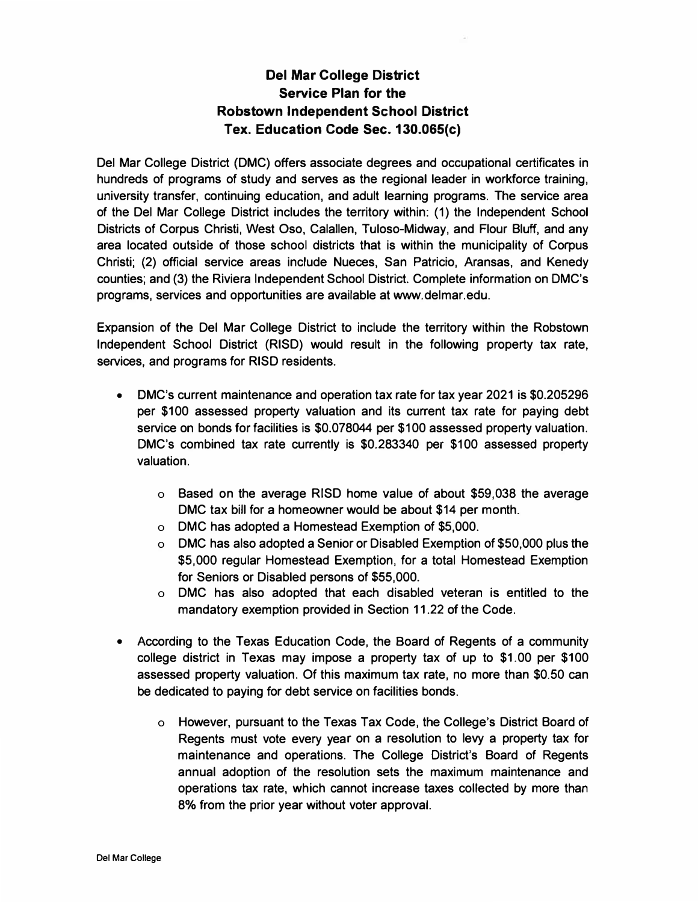# Del Mar College District
# Service Plan for the
# Robstown Independent School District
# Tex. Education Code Sec. 130.065(c)

Del Mar College District (DMC) offers associate degrees and occupational certificates in hundreds of programs of study and serves as the regional leader in workforce training, university transfer, continuing education, and adult learning programs. The service area of the Del Mar College District includes the territory within: (1) the Independent School Districts of Corpus Christi, West Oso, Calallen, Tuloso-Midway, and Flour Bluff, and any area located outside of those school districts that is within the municipality of Corpus Christi; (2) official service areas include Nueces, San Patricio, Aransas, and Kenedy counties; and (3) the Riviera Independent School District. Complete information on DMC's programs, services and opportunities are available at www.delmar.edu.

Expansion of the Del Mar College District to include the territory within the Robstown Independent School District (RISD) would result in the following property tax rate, services, and programs for RISD residents.

- DMC's current maintenance and operation tax rate for tax year 2021 is $0.205296 per $100 assessed property valuation and its current tax rate for paying debt service on bonds for facilities is $0.078044 per $100 assessed property valuation. DMC's combined tax rate currently is $0.283340 per $100 assessed property valuation.
    - Based on the average RISD home value of about $59,038 the average DMC tax bill for a homeowner would be about $14 per month.
    - DMC has adopted a Homestead Exemption of $5,000.
    - DMC has also adopted a Senior or Disabled Exemption of $50,000 plus the $5,000 regular Homestead Exemption, for a total Homestead Exemption for Seniors or Disabled persons of $55,000.
    - DMC has also adopted that each disabled veteran is entitled to the mandatory exemption provided in Section 11.22 of the Code.
- According to the Texas Education Code, the Board of Regents of a community college district in Texas may impose a property tax of up to $1.00 per $100 assessed property valuation. Of this maximum tax rate, no more than $0.50 can be dedicated to paying for debt service on facilities bonds.
    - However, pursuant to the Texas Tax Code, the College's District Board of Regents must vote every year on a resolution to levy a property tax for maintenance and operations. The College District's Board of Regents annual adoption of the resolution sets the maximum maintenance and operations tax rate, which cannot increase taxes collected by more than 8% from the prior year without voter approval.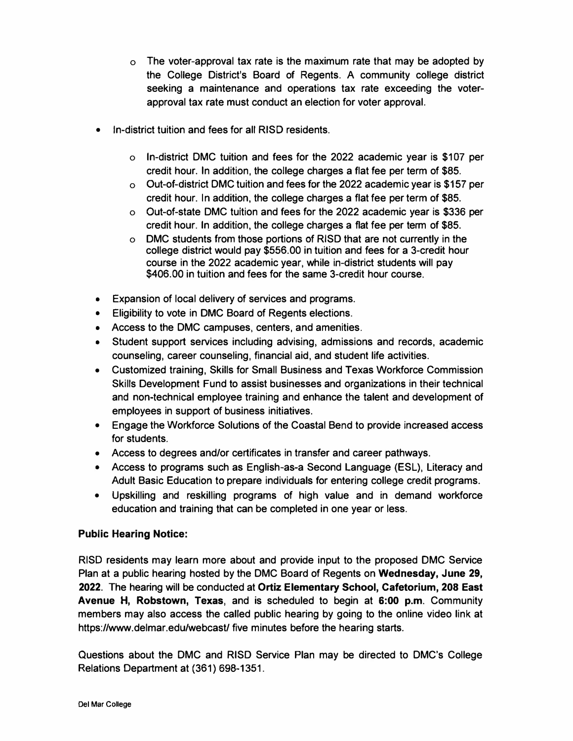- The voter-approval tax rate is the maximum rate that may be adopted by the College District's Board of Regents. A community college district seeking a maintenance and operations tax rate exceeding the voter-approval tax rate must conduct an election for voter approval.

- In-district tuition and fees for all RISD residents.
  - In-district DMC tuition and fees for the 2022 academic year is $107 per credit hour. In addition, the college charges a flat fee per term of $85.
  - Out-of-district DMC tuition and fees for the 2022 academic year is $157 per credit hour. In addition, the college charges a flat fee per term of $85.
  - Out-of-state DMC tuition and fees for the 2022 academic year is $336 per credit hour. In addition, the college charges a flat fee per term of $85.
  - DMC students from those portions of RISD that are not currently in the college district would pay $556.00 in tuition and fees for a 3-credit hour course in the 2022 academic year, while in-district students will pay $406.00 in tuition and fees for the same 3-credit hour course.
- Expansion of local delivery of services and programs.
- Eligibility to vote in DMC Board of Regents elections.
- Access to the DMC campuses, centers, and amenities.
- Student support services including advising, admissions and records, academic counseling, career counseling, financial aid, and student life activities.
- Customized training, Skills for Small Business and Texas Workforce Commission Skills Development Fund to assist businesses and organizations in their technical and non-technical employee training and enhance the talent and development of employees in support of business initiatives.
- Engage the Workforce Solutions of the Coastal Bend to provide increased access for students.
- Access to degrees and/or certificates in transfer and career pathways.
- Access to programs such as English-as-a Second Language (ESL), Literacy and Adult Basic Education to prepare individuals for entering college credit programs.
- Upskilling and reskilling programs of high value and in demand workforce education and training that can be completed in one year or less.

**Public Hearing Notice:**

RISD residents may learn more about and provide input to the proposed DMC Service Plan at a public hearing hosted by the DMC Board of Regents on **Wednesday, June 29, 2022**. The hearing will be conducted at **Ortiz Elementary School, Cafetorium, 208 East Avenue H, Robstown, Texas**, and is scheduled to begin at **6:00 p.m**. Community members may also access the called public hearing by going to the online video link at https://www.delmar.edu/webcast/ five minutes before the hearing starts.

Questions about the DMC and RISD Service Plan may be directed to DMC's College Relations Department at (361) 698-1351.